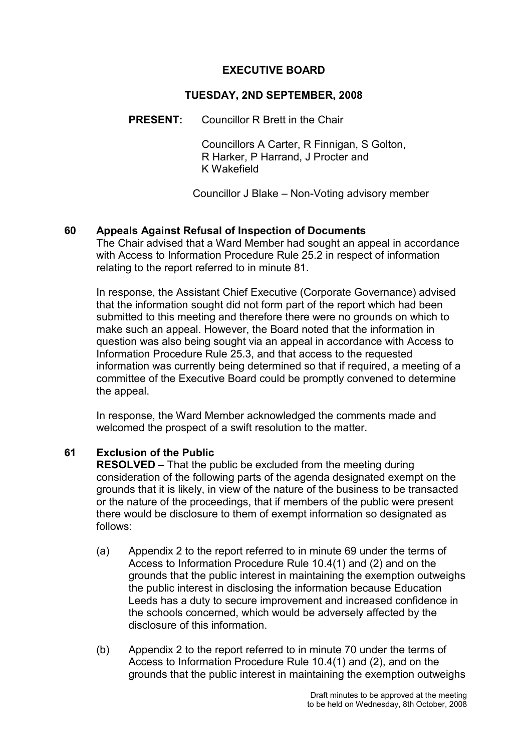# EXECUTIVE BOARD

## TUESDAY, 2ND SEPTEMBER, 2008

**PRESENT:** Councillor R Brett in the Chair

Councillors A Carter, R Finnigan, S Golton, R Harker, P Harrand, J Procter and K Wakefield

Councillor J Blake – Non-Voting advisory member

**60 Appeals Against Refusal of Inspection of Documents**

The Chair advised that a Ward Member had sought an appeal in accordance with Access to Information Procedure Rule 25.2 in respect of information relating to the report referred to in minute 81.

In response, the Assistant Chief Executive (Corporate Governance) advised that the information sought did not form part of the report which had been submitted to this meeting and therefore there were no grounds on which to make such an appeal. However, the Board noted that the information in question was also being sought via an appeal in accordance with Access to Information Procedure Rule 25.3, and that access to the requested information was currently being determined so that if required, a meeting of a committee of the Executive Board could be promptly convened to determine the appeal.

In response, the Ward Member acknowledged the comments made and welcomed the prospect of a swift resolution to the matter.

**61 Exclusion of the Public**

**RESOLVED –** That the public be excluded from the meeting during consideration of the following parts of the agenda designated exempt on the grounds that it is likely, in view of the nature of the business to be transacted or the nature of the proceedings, that if members of the public were present there would be disclosure to them of exempt information so designated as follows:

(a) Appendix 2 to the report referred to in minute 69 under the terms of Access to Information Procedure Rule 10.4(1) and (2) and on the grounds that the public interest in maintaining the exemption outweighs the public interest in disclosing the information because Education Leeds has a duty to secure improvement and increased confidence in the schools concerned, which would be adversely affected by the disclosure of this information.

(b) Appendix 2 to the report referred to in minute 70 under the terms of Access to Information Procedure Rule 10.4(1) and (2), and on the grounds that the public interest in maintaining the exemption outweighs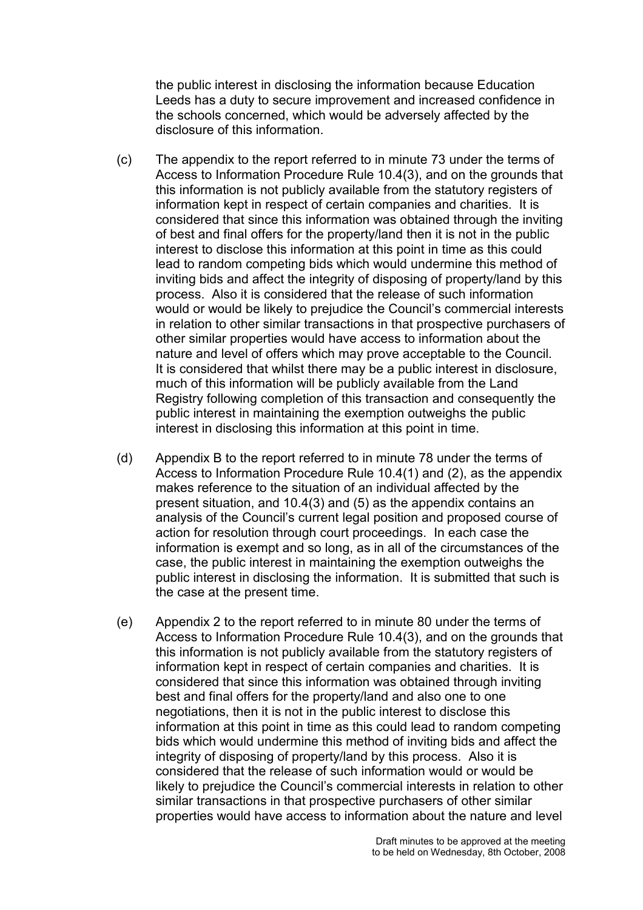the public interest in disclosing the information because Education Leeds has a duty to secure improvement and increased confidence in the schools concerned, which would be adversely affected by the disclosure of this information.

(c) The appendix to the report referred to in minute 73 under the terms of Access to Information Procedure Rule 10.4(3), and on the grounds that this information is not publicly available from the statutory registers of information kept in respect of certain companies and charities. It is considered that since this information was obtained through the inviting of best and final offers for the property/land then it is not in the public interest to disclose this information at this point in time as this could lead to random competing bids which would undermine this method of inviting bids and affect the integrity of disposing of property/land by this process. Also it is considered that the release of such information would or would be likely to prejudice the Council's commercial interests in relation to other similar transactions in that prospective purchasers of other similar properties would have access to information about the nature and level of offers which may prove acceptable to the Council. It is considered that whilst there may be a public interest in disclosure, much of this information will be publicly available from the Land Registry following completion of this transaction and consequently the public interest in maintaining the exemption outweighs the public interest in disclosing this information at this point in time.

(d) Appendix B to the report referred to in minute 78 under the terms of Access to Information Procedure Rule 10.4(1) and (2), as the appendix makes reference to the situation of an individual affected by the present situation, and 10.4(3) and (5) as the appendix contains an analysis of the Council's current legal position and proposed course of action for resolution through court proceedings. In each case the information is exempt and so long, as in all of the circumstances of the case, the public interest in maintaining the exemption outweighs the public interest in disclosing the information. It is submitted that such is the case at the present time.

(e) Appendix 2 to the report referred to in minute 80 under the terms of Access to Information Procedure Rule 10.4(3), and on the grounds that this information is not publicly available from the statutory registers of information kept in respect of certain companies and charities. It is considered that since this information was obtained through inviting best and final offers for the property/land and also one to one negotiations, then it is not in the public interest to disclose this information at this point in time as this could lead to random competing bids which would undermine this method of inviting bids and affect the integrity of disposing of property/land by this process. Also it is considered that the release of such information would or would be likely to prejudice the Council's commercial interests in relation to other similar transactions in that prospective purchasers of other similar properties would have access to information about the nature and level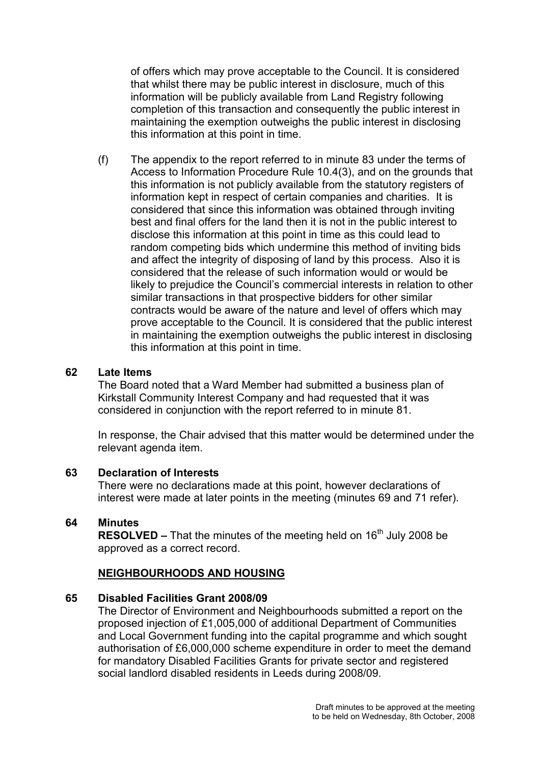of offers which may prove acceptable to the Council. It is considered that whilst there may be public interest in disclosure, much of this information will be publicly available from Land Registry following completion of this transaction and consequently the public interest in maintaining the exemption outweighs the public interest in disclosing this information at this point in time.

(f) The appendix to the report referred to in minute 83 under the terms of Access to Information Procedure Rule 10.4(3), and on the grounds that this information is not publicly available from the statutory registers of information kept in respect of certain companies and charities. It is considered that since this information was obtained through inviting best and final offers for the land then it is not in the public interest to disclose this information at this point in time as this could lead to random competing bids which undermine this method of inviting bids and affect the integrity of disposing of land by this process. Also it is considered that the release of such information would or would be likely to prejudice the Council's commercial interests in relation to other similar transactions in that prospective bidders for other similar contracts would be aware of the nature and level of offers which may prove acceptable to the Council. It is considered that the public interest in maintaining the exemption outweighs the public interest in disclosing this information at this point in time.

**62 Late Items**

The Board noted that a Ward Member had submitted a business plan of Kirkstall Community Interest Company and had requested that it was considered in conjunction with the report referred to in minute 81.

In response, the Chair advised that this matter would be determined under the relevant agenda item.

**63 Declaration of Interests**

There were no declarations made at this point, however declarations of interest were made at later points in the meeting (minutes 69 and 71 refer).

**64 Minutes**

**RESOLVED –** That the minutes of the meeting held on 16th July 2008 be approved as a correct record.

**NEIGHBOURHOODS AND HOUSING**

**65 Disabled Facilities Grant 2008/09**

The Director of Environment and Neighbourhoods submitted a report on the proposed injection of £1,005,000 of additional Department of Communities and Local Government funding into the capital programme and which sought authorisation of £6,000,000 scheme expenditure in order to meet the demand for mandatory Disabled Facilities Grants for private sector and registered social landlord disabled residents in Leeds during 2008/09.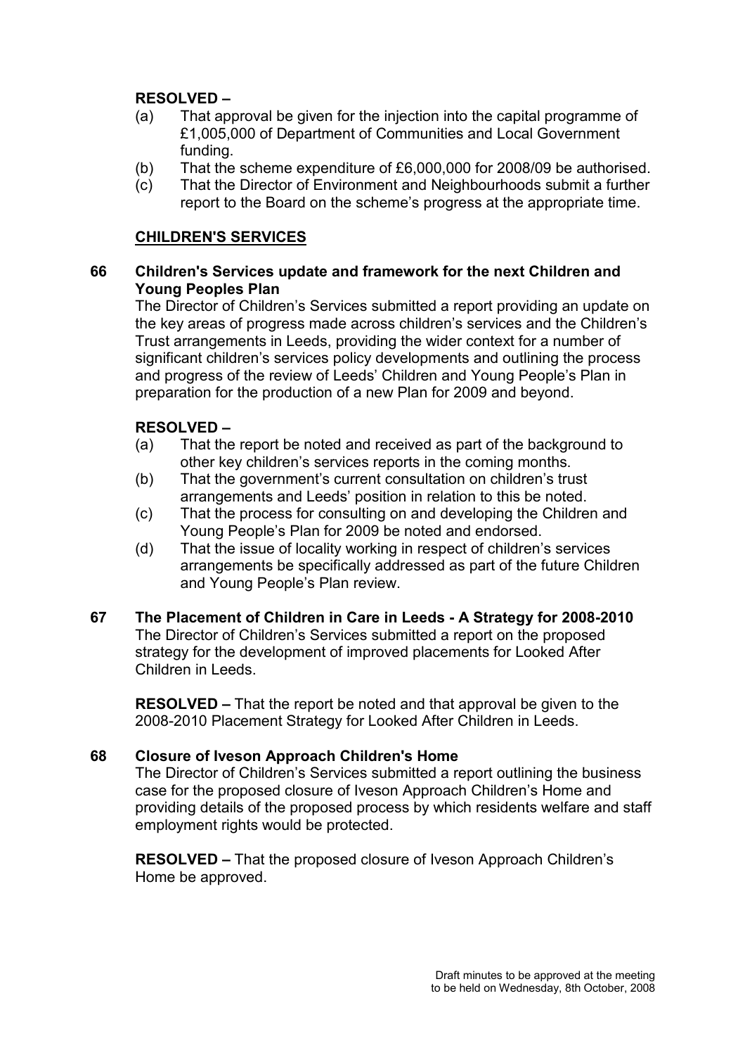**RESOLVED –**

(a) That approval be given for the injection into the capital programme of £1,005,000 of Department of Communities and Local Government funding.
(b) That the scheme expenditure of £6,000,000 for 2008/09 be authorised.
(c) That the Director of Environment and Neighbourhoods submit a further report to the Board on the scheme's progress at the appropriate time.

## CHILDREN'S SERVICES

### 66 Children's Services update and framework for the next Children and Young Peoples Plan

The Director of Children's Services submitted a report providing an update on the key areas of progress made across children's services and the Children's Trust arrangements in Leeds, providing the wider context for a number of significant children's services policy developments and outlining the process and progress of the review of Leeds' Children and Young People's Plan in preparation for the production of a new Plan for 2009 and beyond.

**RESOLVED –**

(a) That the report be noted and received as part of the background to other key children's services reports in the coming months.
(b) That the government's current consultation on children's trust arrangements and Leeds' position in relation to this be noted.
(c) That the process for consulting on and developing the Children and Young People's Plan for 2009 be noted and endorsed.
(d) That the issue of locality working in respect of children's services arrangements be specifically addressed as part of the future Children and Young People's Plan review.

### 67 The Placement of Children in Care in Leeds - A Strategy for 2008-2010

The Director of Children's Services submitted a report on the proposed strategy for the development of improved placements for Looked After Children in Leeds.

**RESOLVED –** That the report be noted and that approval be given to the 2008-2010 Placement Strategy for Looked After Children in Leeds.

### 68 Closure of Iveson Approach Children's Home

The Director of Children's Services submitted a report outlining the business case for the proposed closure of Iveson Approach Children's Home and providing details of the proposed process by which residents welfare and staff employment rights would be protected.

**RESOLVED –** That the proposed closure of Iveson Approach Children's Home be approved.

Draft minutes to be approved at the meeting to be held on Wednesday, 8th October, 2008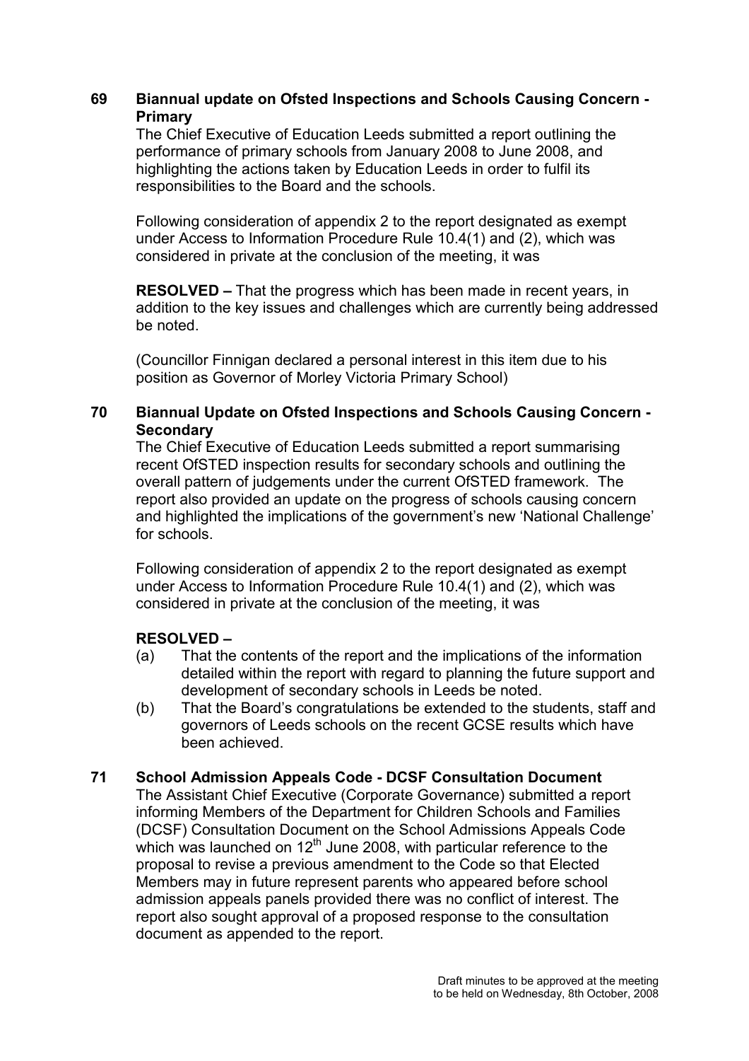**69 Biannual update on Ofsted Inspections and Schools Causing Concern - Primary**

The Chief Executive of Education Leeds submitted a report outlining the performance of primary schools from January 2008 to June 2008, and highlighting the actions taken by Education Leeds in order to fulfil its responsibilities to the Board and the schools.

Following consideration of appendix 2 to the report designated as exempt under Access to Information Procedure Rule 10.4(1) and (2), which was considered in private at the conclusion of the meeting, it was

**RESOLVED –** That the progress which has been made in recent years, in addition to the key issues and challenges which are currently being addressed be noted.

(Councillor Finnigan declared a personal interest in this item due to his position as Governor of Morley Victoria Primary School)

**70 Biannual Update on Ofsted Inspections and Schools Causing Concern - Secondary**

The Chief Executive of Education Leeds submitted a report summarising recent OfSTED inspection results for secondary schools and outlining the overall pattern of judgements under the current OfSTED framework. The report also provided an update on the progress of schools causing concern and highlighted the implications of the government's new 'National Challenge' for schools.

Following consideration of appendix 2 to the report designated as exempt under Access to Information Procedure Rule 10.4(1) and (2), which was considered in private at the conclusion of the meeting, it was

**RESOLVED –**

(a) That the contents of the report and the implications of the information detailed within the report with regard to planning the future support and development of secondary schools in Leeds be noted.

(b) That the Board's congratulations be extended to the students, staff and governors of Leeds schools on the recent GCSE results which have been achieved.

**71 School Admission Appeals Code - DCSF Consultation Document**

The Assistant Chief Executive (Corporate Governance) submitted a report informing Members of the Department for Children Schools and Families (DCSF) Consultation Document on the School Admissions Appeals Code which was launched on 12th June 2008, with particular reference to the proposal to revise a previous amendment to the Code so that Elected Members may in future represent parents who appeared before school admission appeals panels provided there was no conflict of interest. The report also sought approval of a proposed response to the consultation document as appended to the report.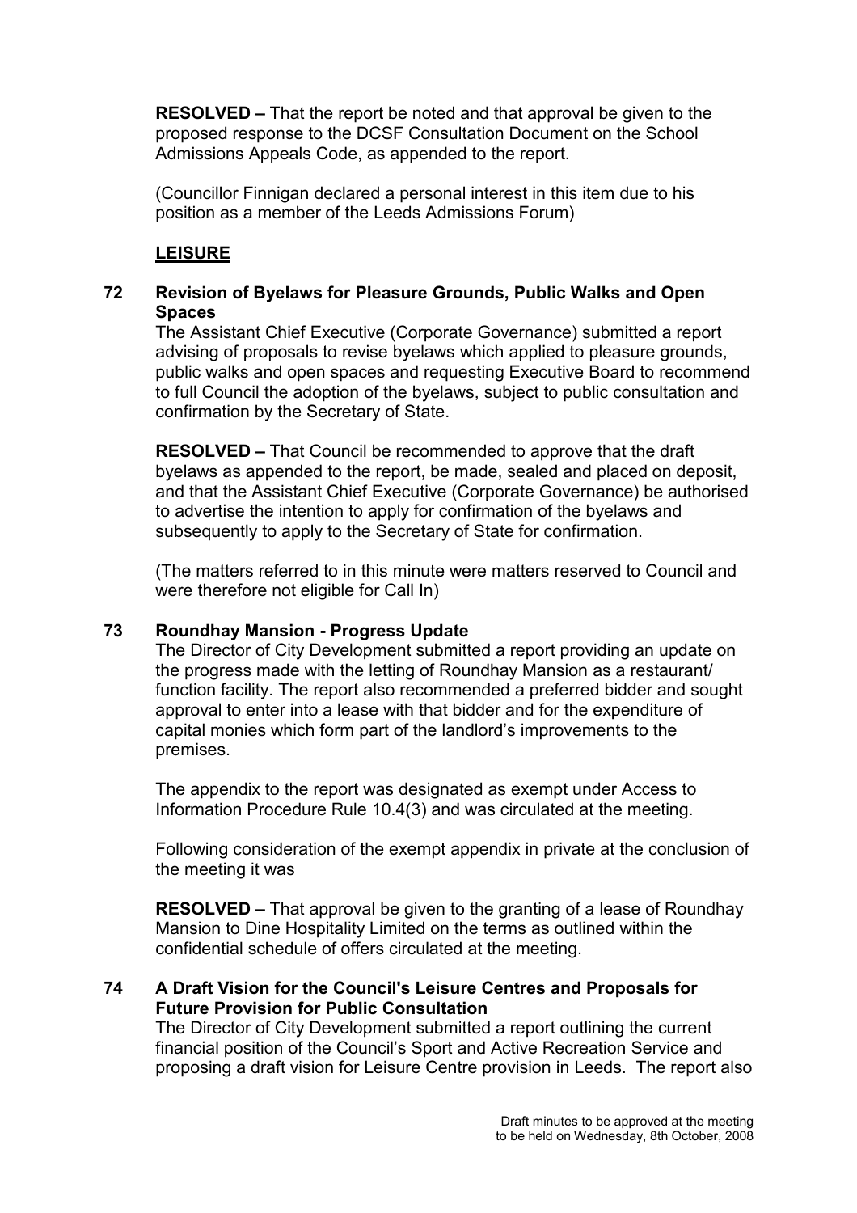**RESOLVED –** That the report be noted and that approval be given to the proposed response to the DCSF Consultation Document on the School Admissions Appeals Code, as appended to the report.

(Councillor Finnigan declared a personal interest in this item due to his position as a member of the Leeds Admissions Forum)

## LEISURE

### 72 Revision of Byelaws for Pleasure Grounds, Public Walks and Open Spaces

The Assistant Chief Executive (Corporate Governance) submitted a report advising of proposals to revise byelaws which applied to pleasure grounds, public walks and open spaces and requesting Executive Board to recommend to full Council the adoption of the byelaws, subject to public consultation and confirmation by the Secretary of State.

**RESOLVED –** That Council be recommended to approve that the draft byelaws as appended to the report, be made, sealed and placed on deposit, and that the Assistant Chief Executive (Corporate Governance) be authorised to advertise the intention to apply for confirmation of the byelaws and subsequently to apply to the Secretary of State for confirmation.

(The matters referred to in this minute were matters reserved to Council and were therefore not eligible for Call In)

### 73 Roundhay Mansion - Progress Update

The Director of City Development submitted a report providing an update on the progress made with the letting of Roundhay Mansion as a restaurant/ function facility. The report also recommended a preferred bidder and sought approval to enter into a lease with that bidder and for the expenditure of capital monies which form part of the landlord's improvements to the premises.

The appendix to the report was designated as exempt under Access to Information Procedure Rule 10.4(3) and was circulated at the meeting.

Following consideration of the exempt appendix in private at the conclusion of the meeting it was

**RESOLVED –** That approval be given to the granting of a lease of Roundhay Mansion to Dine Hospitality Limited on the terms as outlined within the confidential schedule of offers circulated at the meeting.

### 74 A Draft Vision for the Council's Leisure Centres and Proposals for Future Provision for Public Consultation

The Director of City Development submitted a report outlining the current financial position of the Council's Sport and Active Recreation Service and proposing a draft vision for Leisure Centre provision in Leeds. The report also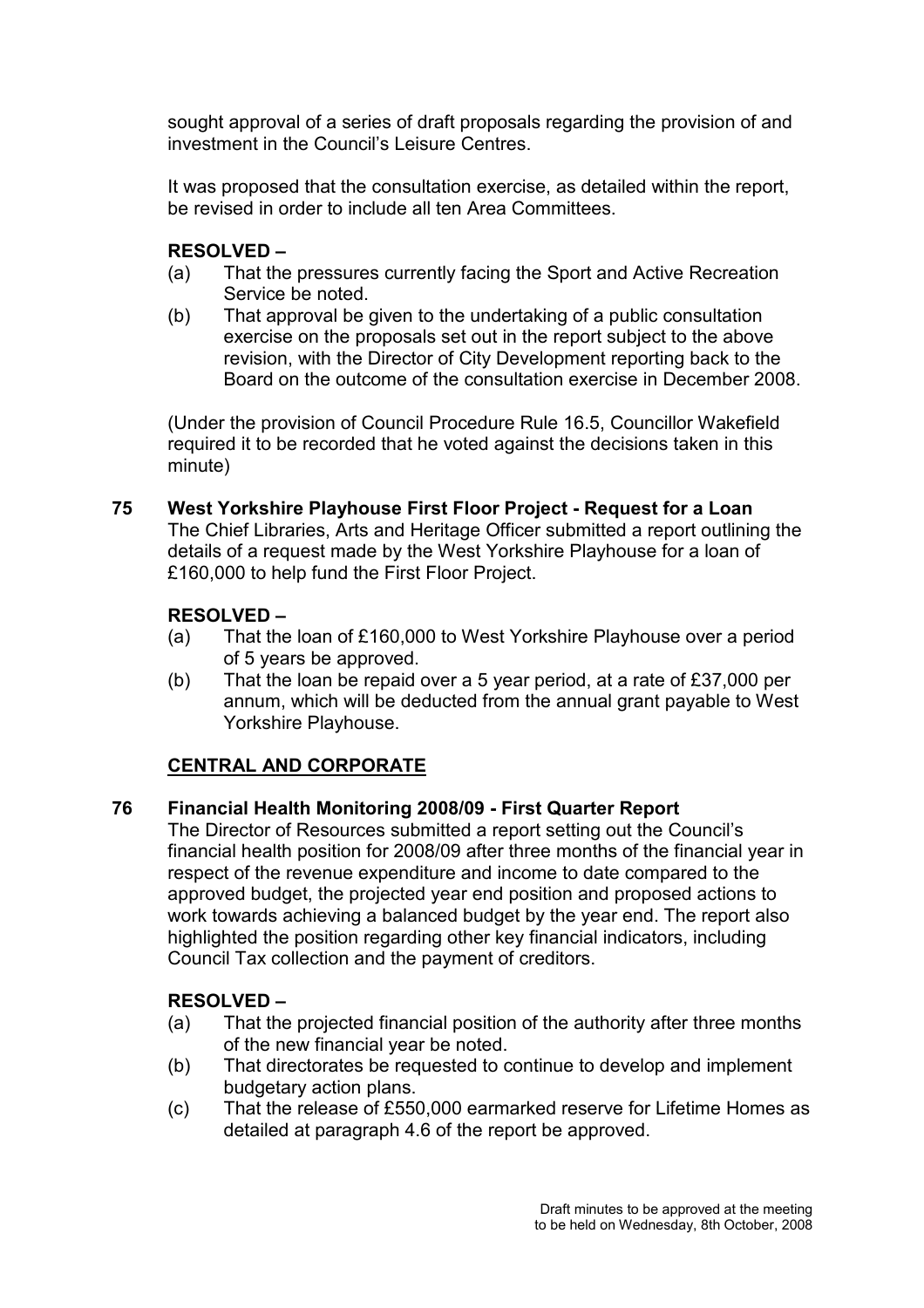sought approval of a series of draft proposals regarding the provision of and investment in the Council's Leisure Centres.

It was proposed that the consultation exercise, as detailed within the report, be revised in order to include all ten Area Committees.

**RESOLVED –**

- (a) That the pressures currently facing the Sport and Active Recreation Service be noted.
- (b) That approval be given to the undertaking of a public consultation exercise on the proposals set out in the report subject to the above revision, with the Director of City Development reporting back to the Board on the outcome of the consultation exercise in December 2008.

(Under the provision of Council Procedure Rule 16.5, Councillor Wakefield required it to be recorded that he voted against the decisions taken in this minute)

**75 West Yorkshire Playhouse First Floor Project - Request for a Loan**

The Chief Libraries, Arts and Heritage Officer submitted a report outlining the details of a request made by the West Yorkshire Playhouse for a loan of £160,000 to help fund the First Floor Project.

**RESOLVED –**

- (a) That the loan of £160,000 to West Yorkshire Playhouse over a period of 5 years be approved.
- (b) That the loan be repaid over a 5 year period, at a rate of £37,000 per annum, which will be deducted from the annual grant payable to West Yorkshire Playhouse.

**CENTRAL AND CORPORATE**

**76 Financial Health Monitoring 2008/09 - First Quarter Report**

The Director of Resources submitted a report setting out the Council's financial health position for 2008/09 after three months of the financial year in respect of the revenue expenditure and income to date compared to the approved budget, the projected year end position and proposed actions to work towards achieving a balanced budget by the year end. The report also highlighted the position regarding other key financial indicators, including Council Tax collection and the payment of creditors.

**RESOLVED –**

- (a) That the projected financial position of the authority after three months of the new financial year be noted.
- (b) That directorates be requested to continue to develop and implement budgetary action plans.
- (c) That the release of £550,000 earmarked reserve for Lifetime Homes as detailed at paragraph 4.6 of the report be approved.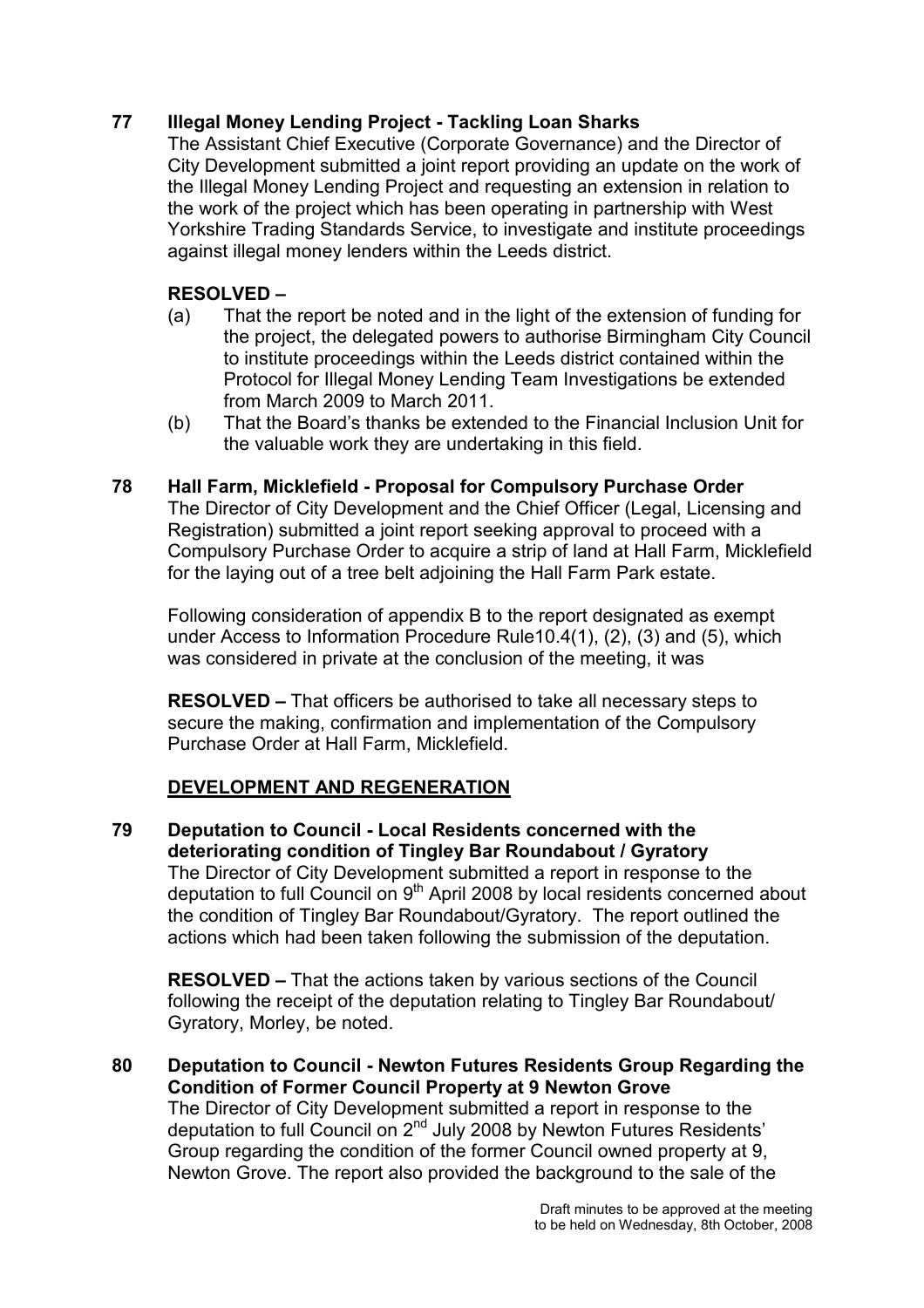**77 Illegal Money Lending Project - Tackling Loan Sharks**

The Assistant Chief Executive (Corporate Governance) and the Director of City Development submitted a joint report providing an update on the work of the Illegal Money Lending Project and requesting an extension in relation to the work of the project which has been operating in partnership with West Yorkshire Trading Standards Service, to investigate and institute proceedings against illegal money lenders within the Leeds district.

**RESOLVED –**

(a) That the report be noted and in the light of the extension of funding for the project, the delegated powers to authorise Birmingham City Council to institute proceedings within the Leeds district contained within the Protocol for Illegal Money Lending Team Investigations be extended from March 2009 to March 2011.

(b) That the Board's thanks be extended to the Financial Inclusion Unit for the valuable work they are undertaking in this field.

**78 Hall Farm, Micklefield - Proposal for Compulsory Purchase Order**

The Director of City Development and the Chief Officer (Legal, Licensing and Registration) submitted a joint report seeking approval to proceed with a Compulsory Purchase Order to acquire a strip of land at Hall Farm, Micklefield for the laying out of a tree belt adjoining the Hall Farm Park estate.

Following consideration of appendix B to the report designated as exempt under Access to Information Procedure Rule10.4(1), (2), (3) and (5), which was considered in private at the conclusion of the meeting, it was

**RESOLVED –** That officers be authorised to take all necessary steps to secure the making, confirmation and implementation of the Compulsory Purchase Order at Hall Farm, Micklefield.

**DEVELOPMENT AND REGENERATION**

**79 Deputation to Council - Local Residents concerned with the deteriorating condition of Tingley Bar Roundabout / Gyratory**

The Director of City Development submitted a report in response to the deputation to full Council on 9th April 2008 by local residents concerned about the condition of Tingley Bar Roundabout/Gyratory. The report outlined the actions which had been taken following the submission of the deputation.

**RESOLVED –** That the actions taken by various sections of the Council following the receipt of the deputation relating to Tingley Bar Roundabout/ Gyratory, Morley, be noted.

**80 Deputation to Council - Newton Futures Residents Group Regarding the Condition of Former Council Property at 9 Newton Grove**

The Director of City Development submitted a report in response to the deputation to full Council on 2nd July 2008 by Newton Futures Residents' Group regarding the condition of the former Council owned property at 9, Newton Grove. The report also provided the background to the sale of the

Draft minutes to be approved at the meeting to be held on Wednesday, 8th October, 2008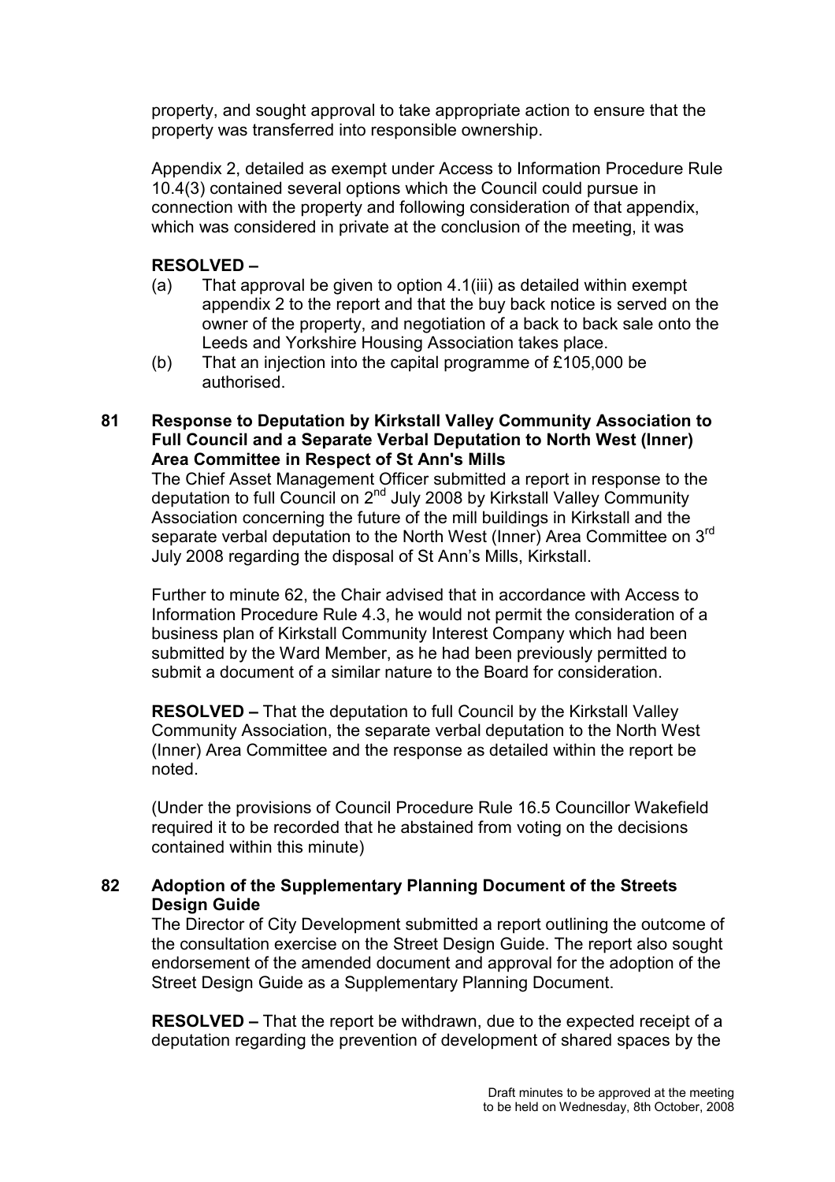property, and sought approval to take appropriate action to ensure that the property was transferred into responsible ownership.

Appendix 2, detailed as exempt under Access to Information Procedure Rule 10.4(3) contained several options which the Council could pursue in connection with the property and following consideration of that appendix, which was considered in private at the conclusion of the meeting, it was

**RESOLVED –**

(a) That approval be given to option 4.1(iii) as detailed within exempt appendix 2 to the report and that the buy back notice is served on the owner of the property, and negotiation of a back to back sale onto the Leeds and Yorkshire Housing Association takes place.

(b) That an injection into the capital programme of £105,000 be authorised.

**81 Response to Deputation by Kirkstall Valley Community Association to Full Council and a Separate Verbal Deputation to North West (Inner) Area Committee in Respect of St Ann's Mills**

The Chief Asset Management Officer submitted a report in response to the deputation to full Council on 2nd July 2008 by Kirkstall Valley Community Association concerning the future of the mill buildings in Kirkstall and the separate verbal deputation to the North West (Inner) Area Committee on 3rd July 2008 regarding the disposal of St Ann's Mills, Kirkstall.

Further to minute 62, the Chair advised that in accordance with Access to Information Procedure Rule 4.3, he would not permit the consideration of a business plan of Kirkstall Community Interest Company which had been submitted by the Ward Member, as he had been previously permitted to submit a document of a similar nature to the Board for consideration.

**RESOLVED –** That the deputation to full Council by the Kirkstall Valley Community Association, the separate verbal deputation to the North West (Inner) Area Committee and the response as detailed within the report be noted.

(Under the provisions of Council Procedure Rule 16.5 Councillor Wakefield required it to be recorded that he abstained from voting on the decisions contained within this minute)

**82 Adoption of the Supplementary Planning Document of the Streets Design Guide**

The Director of City Development submitted a report outlining the outcome of the consultation exercise on the Street Design Guide. The report also sought endorsement of the amended document and approval for the adoption of the Street Design Guide as a Supplementary Planning Document.

**RESOLVED –** That the report be withdrawn, due to the expected receipt of a deputation regarding the prevention of development of shared spaces by the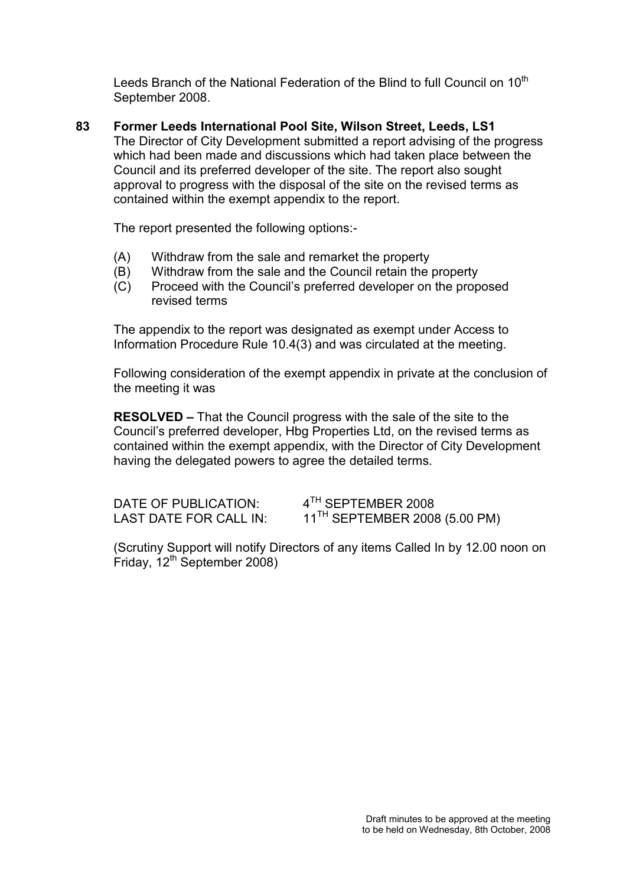Leeds Branch of the National Federation of the Blind to full Council on 10th September 2008.

**83 Former Leeds International Pool Site, Wilson Street, Leeds, LS1**

The Director of City Development submitted a report advising of the progress which had been made and discussions which had taken place between the Council and its preferred developer of the site. The report also sought approval to progress with the disposal of the site on the revised terms as contained within the exempt appendix to the report.

The report presented the following options:-

(A) Withdraw from the sale and remarket the property
(B) Withdraw from the sale and the Council retain the property
(C) Proceed with the Council's preferred developer on the proposed revised terms

The appendix to the report was designated as exempt under Access to Information Procedure Rule 10.4(3) and was circulated at the meeting.

Following consideration of the exempt appendix in private at the conclusion of the meeting it was

**RESOLVED –** That the Council progress with the sale of the site to the Council's preferred developer, Hbg Properties Ltd, on the revised terms as contained within the exempt appendix, with the Director of City Development having the delegated powers to agree the detailed terms.

DATE OF PUBLICATION: 4TH SEPTEMBER 2008
LAST DATE FOR CALL IN: 11TH SEPTEMBER 2008 (5.00 PM)

(Scrutiny Support will notify Directors of any items Called In by 12.00 noon on Friday, 12th September 2008)

Draft minutes to be approved at the meeting to be held on Wednesday, 8th October, 2008